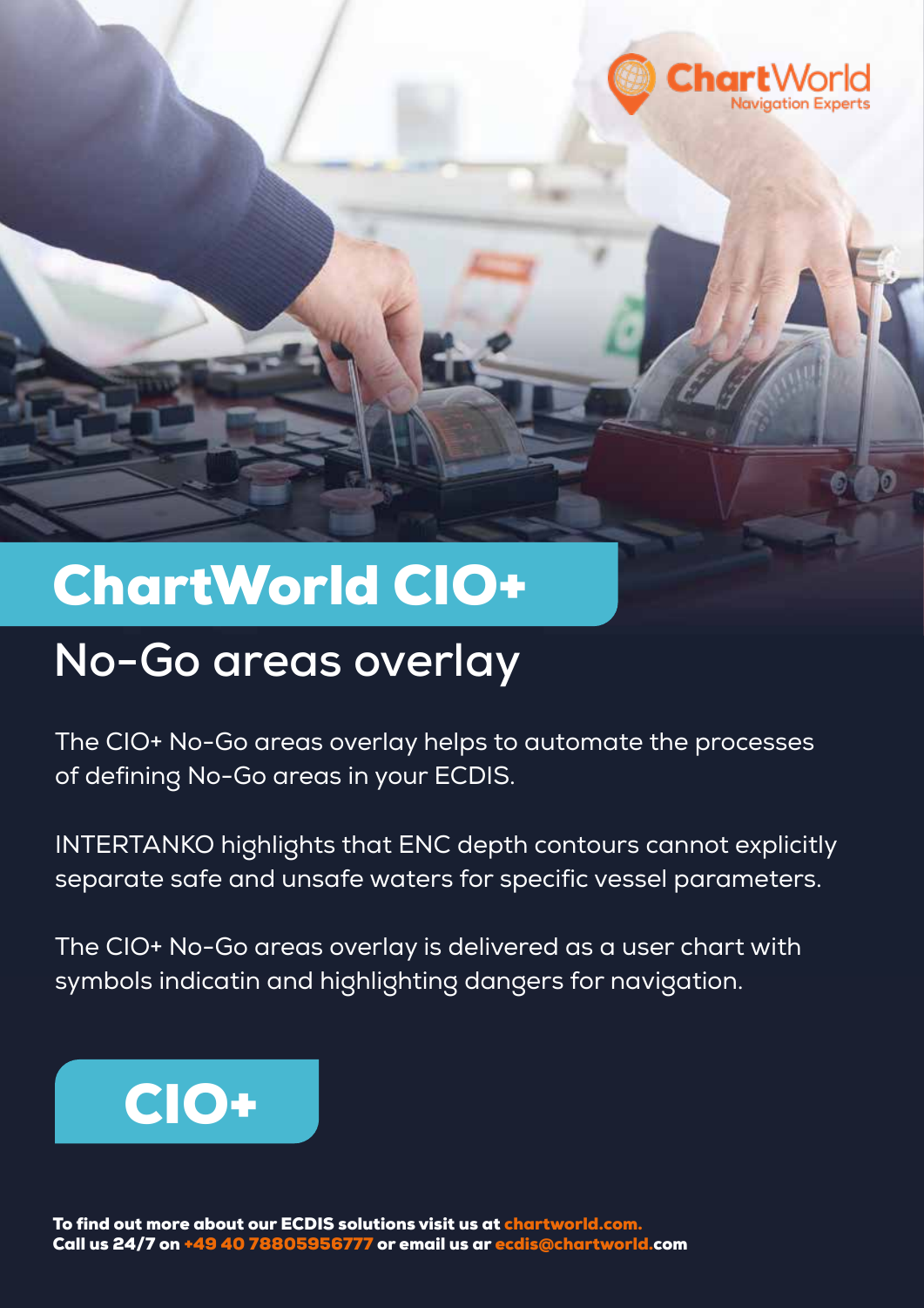ChartWorld
Navigation Experts

# ChartWorld CIO+

## No-Go areas overlay

The CIO+ No-Go areas overlay helps to automate the processes of defining No-Go areas in your ECDIS.

INTERTANKO highlights that ENC depth contours cannot explicitly separate safe and unsafe waters for specific vessel parameters.

The CIO+ No-Go areas overlay is delivered as a user chart with symbols indicatin and highlighting dangers for navigation.

**CIO+**

**To find out more about our ECDIS solutions visit us at chartworld.com.**
**Call us 24/7 on +49 40 78805956777 or email us ar ecdis@chartworld.com**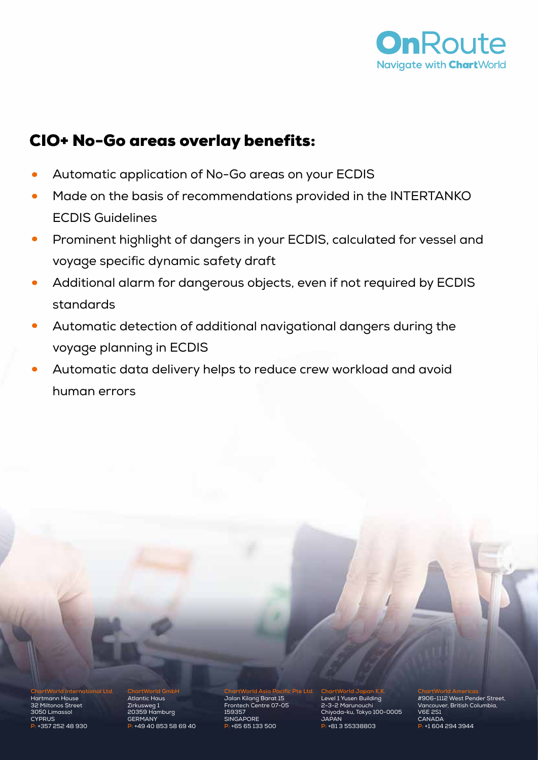OnRoute
Navigate with ChartWorld

## CIO+ No-Go areas overlay benefits:

- Automatic application of No-Go areas on your ECDIS
- Made on the basis of recommendations provided in the INTERTANKO ECDIS Guidelines
- Prominent highlight of dangers in your ECDIS, calculated for vessel and voyage specific dynamic safety draft
- Additional alarm for dangerous objects, even if not required by ECDIS standards
- Automatic detection of additional navigational dangers during the voyage planning in ECDIS
- Automatic data delivery helps to reduce crew workload and avoid human errors

**ChartWorld International Ltd.**
Hartmann House
32 Miltonos Street
3050 Limassol
CYPRUS
P: +357 252 48 930

**ChartWorld GmbH**
Atlantic Haus
Zirkusweg 1
20359 Hamburg
GERMANY
P: +49 40 853 58 69 40

**ChartWorld Asia Pacific Pte Ltd.**
Jalan Kilang Barat 15
Frontech Centre 07-05
159357
SINGAPORE
P: +65 65 133 500

**ChartWorld Japan K.K.**
Level 1 Yusen Building
2-3-2 Marunouchi
Chiyoda-ku, Tokyo 100-0005
JAPAN
P: +81 3 55338803

**ChartWorld Americas**
#906-1112 West Pender Street,
Vancouver, British Columbia,
V6E 2S1
CANADA
P: +1 604 294 3944